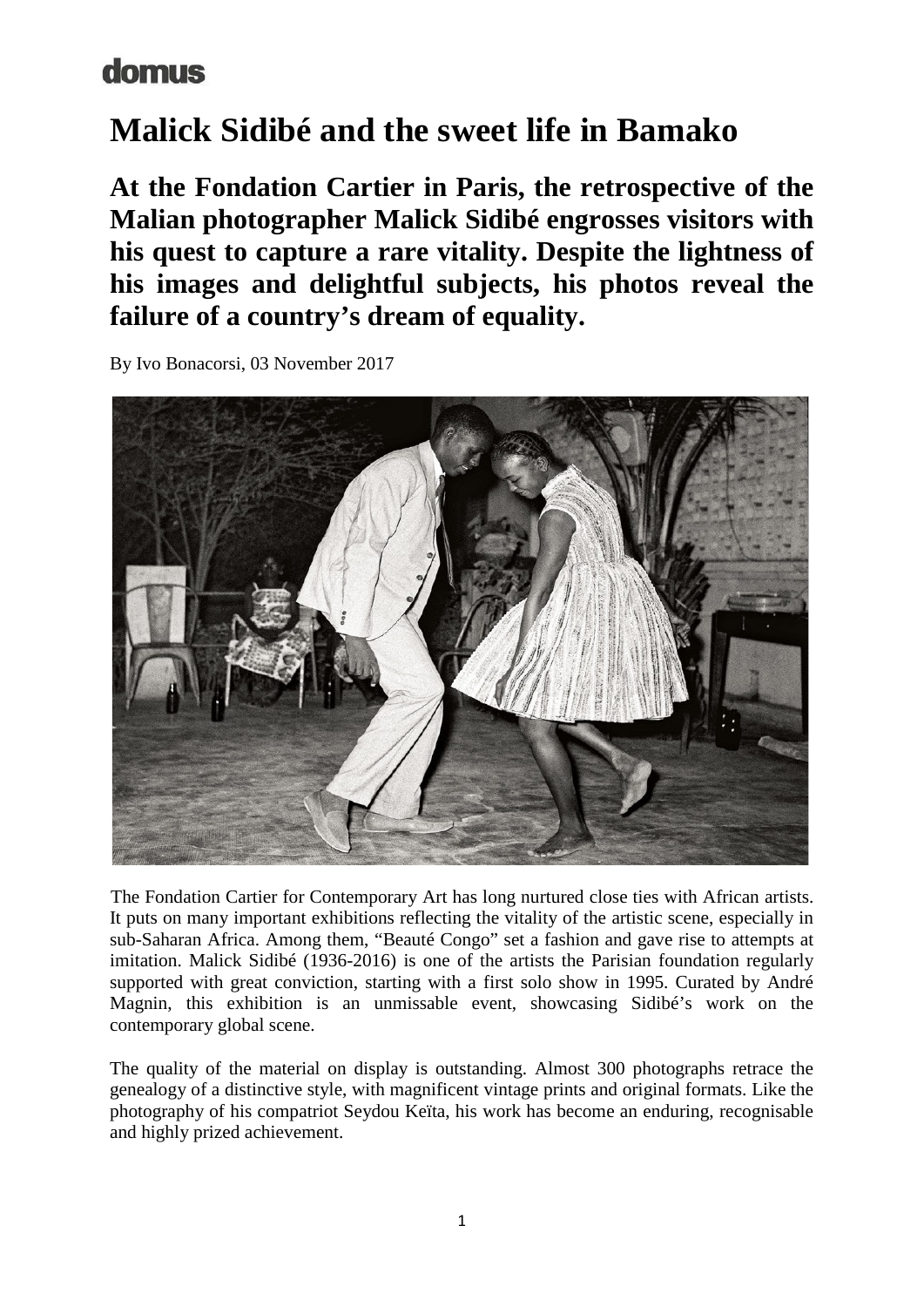domus

# Malick Sidibé and the sweet life in Bamako

## At the Fondation Cartier in Paris, the retrospective of the Malian photographer Malick Sidibé engrosses visitors with his quest to capture a rare vitality. Despite the lightness of his images and delightful subjects, his photos reveal the failure of a country's dream of equality.

By Ivo Bonacorsi, 03 November 2017

The Fondation Cartier for Contemporary Art has long nurtured close ties with African artists. It puts on many important exhibitions reflecting the vitality of the artistic scene, especially in sub-Saharan Africa. Among them, "Beauté Congo" set a fashion and gave rise to attempts at imitation. Malick Sidibé (1936-2016) is one of the artists the Parisian foundation regularly supported with great conviction, starting with a first solo show in 1995. Curated by André Magnin, this exhibition is an unmissable event, showcasing Sidibé's work on the contemporary global scene.

The quality of the material on display is outstanding. Almost 300 photographs retrace the genealogy of a distinctive style, with magnificent vintage prints and original formats. Like the photography of his compatriot Seydou Keïta, his work has become an enduring, recognisable and highly prized achievement.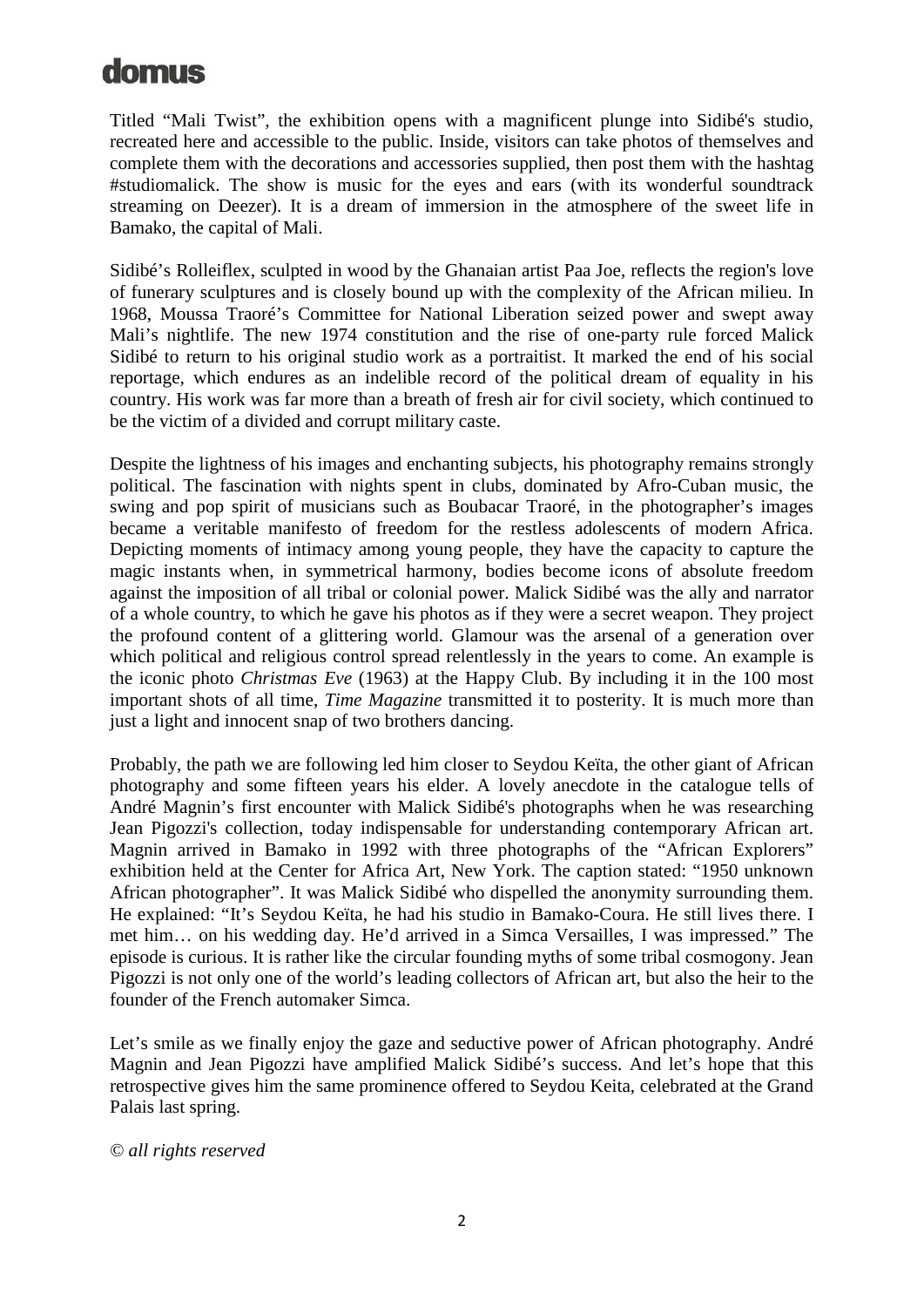Titled “Mali Twist”, the exhibition opens with a magnificent plunge into Sidibé's studio, recreated here and accessible to the public. Inside, visitors can take photos of themselves and complete them with the decorations and accessories supplied, then post them with the hashtag #studiomalick. The show is music for the eyes and ears (with its wonderful soundtrack streaming on Deezer). It is a dream of immersion in the atmosphere of the sweet life in Bamako, the capital of Mali.

Sidibé’s Rolleiflex, sculpted in wood by the Ghanaian artist Paa Joe, reflects the region's love of funerary sculptures and is closely bound up with the complexity of the African milieu. In 1968, Moussa Traoré’s Committee for National Liberation seized power and swept away Mali’s nightlife. The new 1974 constitution and the rise of one-party rule forced Malick Sidibé to return to his original studio work as a portraitist. It marked the end of his social reportage, which endures as an indelible record of the political dream of equality in his country. His work was far more than a breath of fresh air for civil society, which continued to be the victim of a divided and corrupt military caste.

Despite the lightness of his images and enchanting subjects, his photography remains strongly political. The fascination with nights spent in clubs, dominated by Afro-Cuban music, the swing and pop spirit of musicians such as Boubacar Traoré, in the photographer’s images became a veritable manifesto of freedom for the restless adolescents of modern Africa. Depicting moments of intimacy among young people, they have the capacity to capture the magic instants when, in symmetrical harmony, bodies become icons of absolute freedom against the imposition of all tribal or colonial power. Malick Sidibé was the ally and narrator of a whole country, to which he gave his photos as if they were a secret weapon. They project the profound content of a glittering world. Glamour was the arsenal of a generation over which political and religious control spread relentlessly in the years to come. An example is the iconic photo *Christmas Eve* (1963) at the Happy Club. By including it in the 100 most important shots of all time, *Time Magazine* transmitted it to posterity. It is much more than just a light and innocent snap of two brothers dancing.

Probably, the path we are following led him closer to Seydou Keïta, the other giant of African photography and some fifteen years his elder. A lovely anecdote in the catalogue tells of André Magnin’s first encounter with Malick Sidibé's photographs when he was researching Jean Pigozzi's collection, today indispensable for understanding contemporary African art. Magnin arrived in Bamako in 1992 with three photographs of the “African Explorers” exhibition held at the Center for Africa Art, New York. The caption stated: “1950 unknown African photographer”. It was Malick Sidibé who dispelled the anonymity surrounding them. He explained: “It’s Seydou Keïta, he had his studio in Bamako-Coura. He still lives there. I met him… on his wedding day. He’d arrived in a Simca Versailles, I was impressed.” The episode is curious. It is rather like the circular founding myths of some tribal cosmogony. Jean Pigozzi is not only one of the world’s leading collectors of African art, but also the heir to the founder of the French automaker Simca.

Let’s smile as we finally enjoy the gaze and seductive power of African photography. André Magnin and Jean Pigozzi have amplified Malick Sidibé’s success. And let’s hope that this retrospective gives him the same prominence offered to Seydou Keita, celebrated at the Grand Palais last spring.

*© all rights reserved*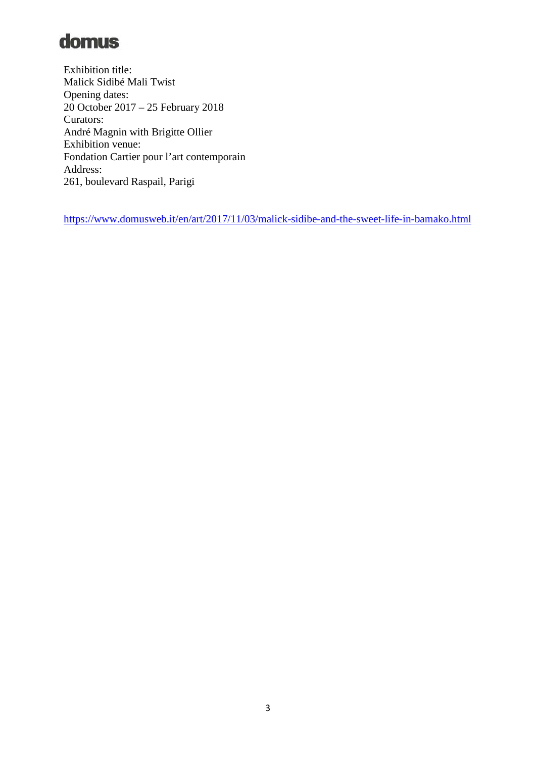domus

Exhibition title:
Malick Sidibé Mali Twist
Opening dates:
20 October 2017 – 25 February 2018
Curators:
André Magnin with Brigitte Ollier
Exhibition venue:
Fondation Cartier pour l'art contemporain
Address:
261, boulevard Raspail, Parigi

https://www.domusweb.it/en/art/2017/11/03/malick-sidibe-and-the-sweet-life-in-bamako.html